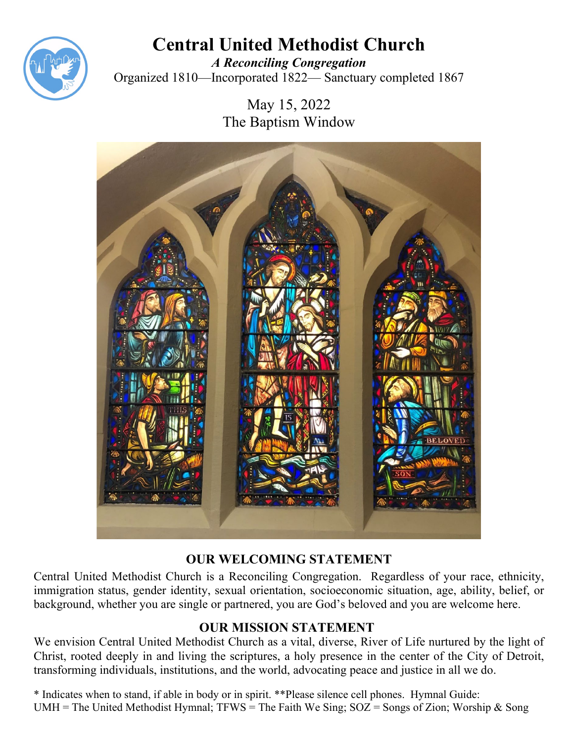# Central United Methodist Church

***A Reconciling Congregation***

Organized 1810—Incorporated 1822— Sanctuary completed 1867

May 15, 2022

The Baptism Window

## OUR WELCOMING STATEMENT

Central United Methodist Church is a Reconciling Congregation. Regardless of your race, ethnicity, immigration status, gender identity, sexual orientation, socioeconomic situation, age, ability, belief, or background, whether you are single or partnered, you are God's beloved and you are welcome here.

## OUR MISSION STATEMENT

We envision Central United Methodist Church as a vital, diverse, River of Life nurtured by the light of Christ, rooted deeply in and living the scriptures, a holy presence in the center of the City of Detroit, transforming individuals, institutions, and the world, advocating peace and justice in all we do.

* Indicates when to stand, if able in body or in spirit. **Please silence cell phones. Hymnal Guide: UMH = The United Methodist Hymnal; TFWS = The Faith We Sing; SOZ = Songs of Zion; Worship & Song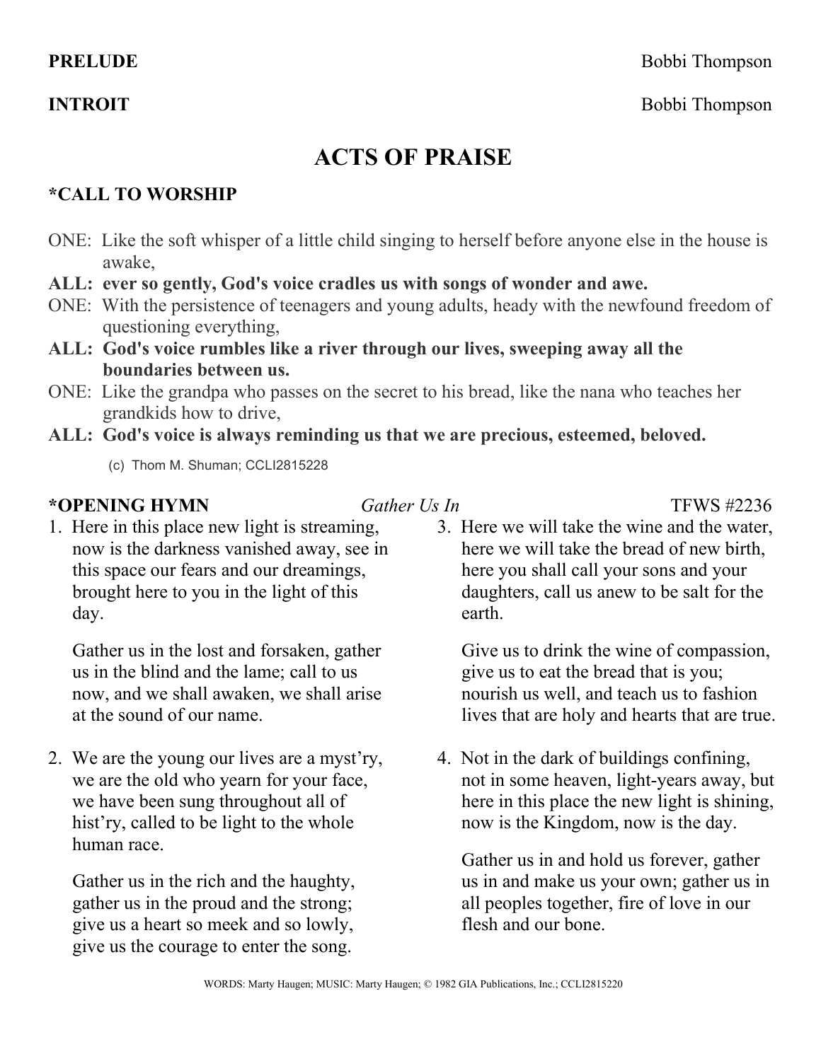**PRELUDE** Bobbi Thompson

**INTROIT** Bobbi Thompson

# ACTS OF PRAISE

### *CALL TO WORSHIP

ONE: Like the soft whisper of a little child singing to herself before anyone else in the house is awake,

**ALL: ever so gently, God's voice cradles us with songs of wonder and awe.**

ONE: With the persistence of teenagers and young adults, heady with the newfound freedom of questioning everything,

**ALL: God's voice rumbles like a river through our lives, sweeping away all the boundaries between us.**

ONE: Like the grandpa who passes on the secret to his bread, like the nana who teaches her grandkids how to drive,

**ALL: God's voice is always reminding us that we are precious, esteemed, beloved.**

(c) Thom M. Shuman; CCLI2815228

### *OPENING HYMN *Gather Us In* TFWS #2236

1. Here in this place new light is streaming, now is the darkness vanished away, see in this space our fears and our dreamings, brought here to you in the light of this day.

   Gather us in the lost and forsaken, gather us in the blind and the lame; call to us now, and we shall awaken, we shall arise at the sound of our name.

2. We are the young our lives are a myst'ry, we are the old who yearn for your face, we have been sung throughout all of hist'ry, called to be light to the whole human race.

   Gather us in the rich and the haughty, gather us in the proud and the strong; give us a heart so meek and so lowly, give us the courage to enter the song.

3. Here we will take the wine and the water, here we will take the bread of new birth, here you shall call your sons and your daughters, call us anew to be salt for the earth.

   Give us to drink the wine of compassion, give us to eat the bread that is you; nourish us well, and teach us to fashion lives that are holy and hearts that are true.

4. Not in the dark of buildings confining, not in some heaven, light-years away, but here in this place the new light is shining, now is the Kingdom, now is the day.

   Gather us in and hold us forever, gather us in and make us your own; gather us in all peoples together, fire of love in our flesh and our bone.

WORDS: Marty Haugen; MUSIC: Marty Haugen; © 1982 GIA Publications, Inc.; CCLI2815220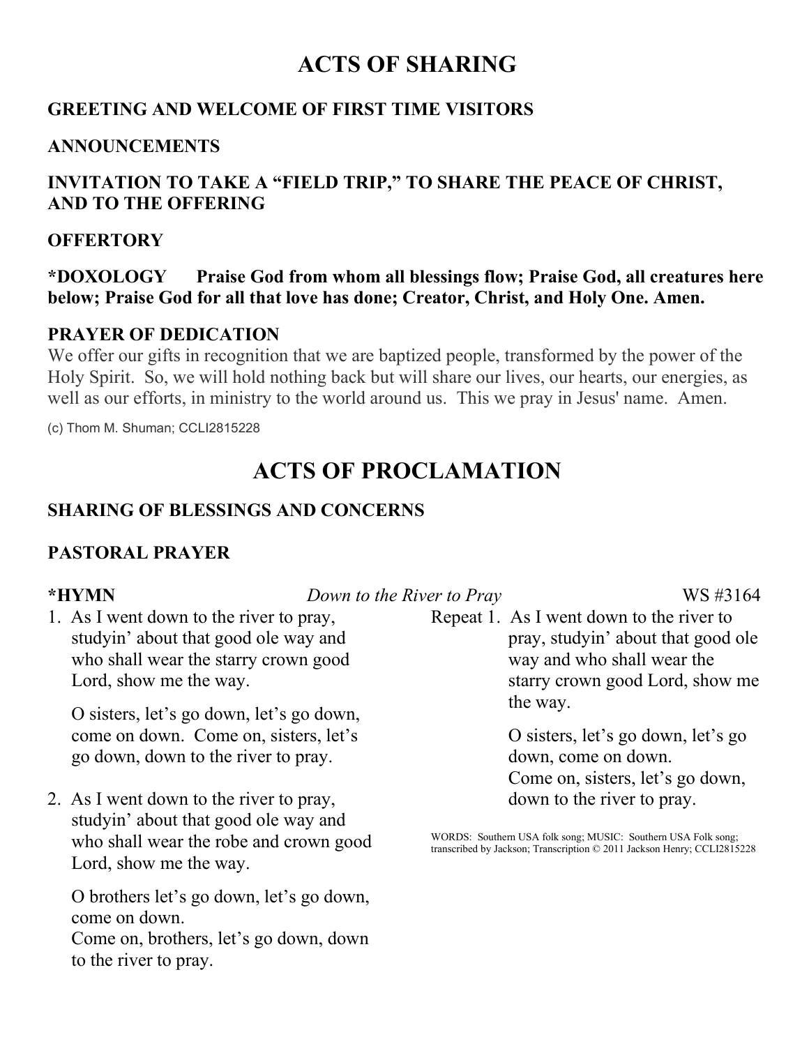# ACTS OF SHARING

### GREETING AND WELCOME OF FIRST TIME VISITORS

### ANNOUNCEMENTS

### INVITATION TO TAKE A "FIELD TRIP," TO SHARE THE PEACE OF CHRIST, AND TO THE OFFERING

### OFFERTORY

**\*DOXOLOGY Praise God from whom all blessings flow; Praise God, all creatures here below; Praise God for all that love has done; Creator, Christ, and Holy One. Amen.**

### PRAYER OF DEDICATION

We offer our gifts in recognition that we are baptized people, transformed by the power of the Holy Spirit. So, we will hold nothing back but will share our lives, our hearts, our energies, as well as our efforts, in ministry to the world around us. This we pray in Jesus' name. Amen.

(c) Thom M. Shuman; CCLI2815228

# ACTS OF PROCLAMATION

### SHARING OF BLESSINGS AND CONCERNS

### PASTORAL PRAYER

**\*HYMN** *Down to the River to Pray* WS #3164

1. As I went down to the river to pray, studyin' about that good ole way and who shall wear the starry crown good Lord, show me the way.

   O sisters, let's go down, let's go down, come on down. Come on, sisters, let's go down, down to the river to pray.

2. As I went down to the river to pray, studyin' about that good ole way and who shall wear the robe and crown good Lord, show me the way.

   O brothers let's go down, let's go down, come on down.
   Come on, brothers, let's go down, down to the river to pray.

Repeat 1. As I went down to the river to pray, studyin' about that good ole way and who shall wear the starry crown good Lord, show me the way.

O sisters, let's go down, let's go down, come on down.
Come on, sisters, let's go down, down to the river to pray.

WORDS: Southern USA folk song; MUSIC: Southern USA Folk song; transcribed by Jackson; Transcription © 2011 Jackson Henry; CCLI2815228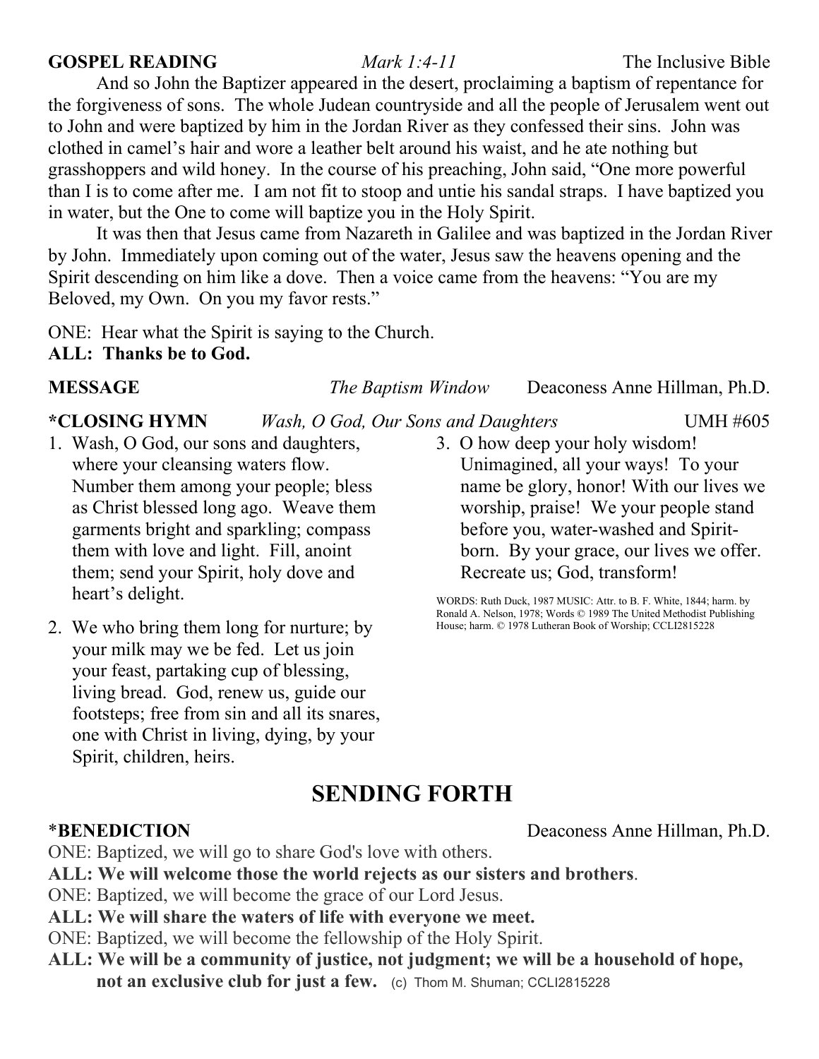**GOSPEL READING** *Mark 1:4-11* The Inclusive Bible

And so John the Baptizer appeared in the desert, proclaiming a baptism of repentance for the forgiveness of sons. The whole Judean countryside and all the people of Jerusalem went out to John and were baptized by him in the Jordan River as they confessed their sins. John was clothed in camel's hair and wore a leather belt around his waist, and he ate nothing but grasshoppers and wild honey. In the course of his preaching, John said, "One more powerful than I is to come after me. I am not fit to stoop and untie his sandal straps. I have baptized you in water, but the One to come will baptize you in the Holy Spirit.

It was then that Jesus came from Nazareth in Galilee and was baptized in the Jordan River by John. Immediately upon coming out of the water, Jesus saw the heavens opening and the Spirit descending on him like a dove. Then a voice came from the heavens: "You are my Beloved, my Own. On you my favor rests."

ONE: Hear what the Spirit is saying to the Church.
**ALL: Thanks be to God.**

**MESSAGE** *The Baptism Window* Deaconess Anne Hillman, Ph.D.

**\*CLOSING HYMN** *Wash, O God, Our Sons and Daughters* UMH #605

1. Wash, O God, our sons and daughters, where your cleansing waters flow. Number them among your people; bless as Christ blessed long ago. Weave them garments bright and sparkling; compass them with love and light. Fill, anoint them; send your Spirit, holy dove and heart's delight.
2. We who bring them long for nurture; by your milk may we be fed. Let us join your feast, partaking cup of blessing, living bread. God, renew us, guide our footsteps; free from sin and all its snares, one with Christ in living, dying, by your Spirit, children, heirs.
3. O how deep your holy wisdom! Unimagined, all your ways! To your name be glory, honor! With our lives we worship, praise! We your people stand before you, water-washed and Spirit-born. By your grace, our lives we offer. Recreate us; God, transform!

WORDS: Ruth Duck, 1987 MUSIC: Attr. to B. F. White, 1844; harm. by Ronald A. Nelson, 1978; Words © 1989 The United Methodist Publishing House; harm. © 1978 Lutheran Book of Worship; CCLI2815228

## SENDING FORTH

\***BENEDICTION** Deaconess Anne Hillman, Ph.D.

ONE: Baptized, we will go to share God's love with others.
**ALL: We will welcome those the world rejects as our sisters and brothers**.
ONE: Baptized, we will become the grace of our Lord Jesus.
**ALL: We will share the waters of life with everyone we meet.**
ONE: Baptized, we will become the fellowship of the Holy Spirit.
**ALL: We will be a community of justice, not judgment; we will be a household of hope, not an exclusive club for just a few.** (c) Thom M. Shuman; CCLI2815228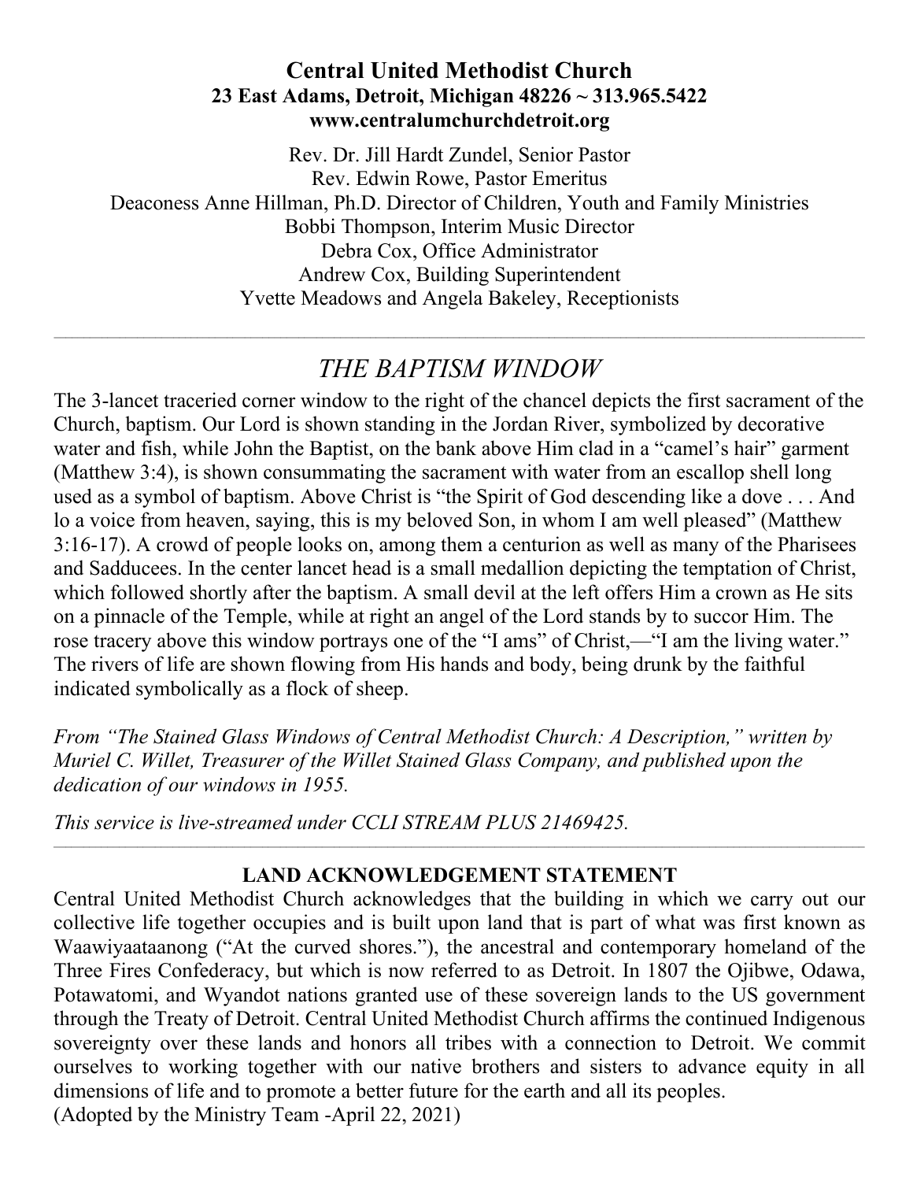**Central United Methodist Church**
**23 East Adams, Detroit, Michigan 48226 ~ 313.965.5422**
**www.centralumchurchdetroit.org**

Rev. Dr. Jill Hardt Zundel, Senior Pastor
Rev. Edwin Rowe, Pastor Emeritus
Deaconess Anne Hillman, Ph.D. Director of Children, Youth and Family Ministries
Bobbi Thompson, Interim Music Director
Debra Cox, Office Administrator
Andrew Cox, Building Superintendent
Yvette Meadows and Angela Bakeley, Receptionists

---

# *THE BAPTISM WINDOW*

The 3-lancet traceried corner window to the right of the chancel depicts the first sacrament of the Church, baptism. Our Lord is shown standing in the Jordan River, symbolized by decorative water and fish, while John the Baptist, on the bank above Him clad in a "camel's hair" garment (Matthew 3:4), is shown consummating the sacrament with water from an escallop shell long used as a symbol of baptism. Above Christ is "the Spirit of God descending like a dove . . . And lo a voice from heaven, saying, this is my beloved Son, in whom I am well pleased" (Matthew 3:16-17). A crowd of people looks on, among them a centurion as well as many of the Pharisees and Sadducees. In the center lancet head is a small medallion depicting the temptation of Christ, which followed shortly after the baptism. A small devil at the left offers Him a crown as He sits on a pinnacle of the Temple, while at right an angel of the Lord stands by to succor Him. The rose tracery above this window portrays one of the "I ams" of Christ,—"I am the living water." The rivers of life are shown flowing from His hands and body, being drunk by the faithful indicated symbolically as a flock of sheep.

*From "The Stained Glass Windows of Central Methodist Church: A Description," written by Muriel C. Willet, Treasurer of the Willet Stained Glass Company, and published upon the dedication of our windows in 1955.*

*This service is live-streamed under CCLI STREAM PLUS 21469425.*

---

**LAND ACKNOWLEDGEMENT STATEMENT**

Central United Methodist Church acknowledges that the building in which we carry out our collective life together occupies and is built upon land that is part of what was first known as Waawiyaataanong ("At the curved shores."), the ancestral and contemporary homeland of the Three Fires Confederacy, but which is now referred to as Detroit. In 1807 the Ojibwe, Odawa, Potawatomi, and Wyandot nations granted use of these sovereign lands to the US government through the Treaty of Detroit. Central United Methodist Church affirms the continued Indigenous sovereignty over these lands and honors all tribes with a connection to Detroit. We commit ourselves to working together with our native brothers and sisters to advance equity in all dimensions of life and to promote a better future for the earth and all its peoples.
(Adopted by the Ministry Team -April 22, 2021)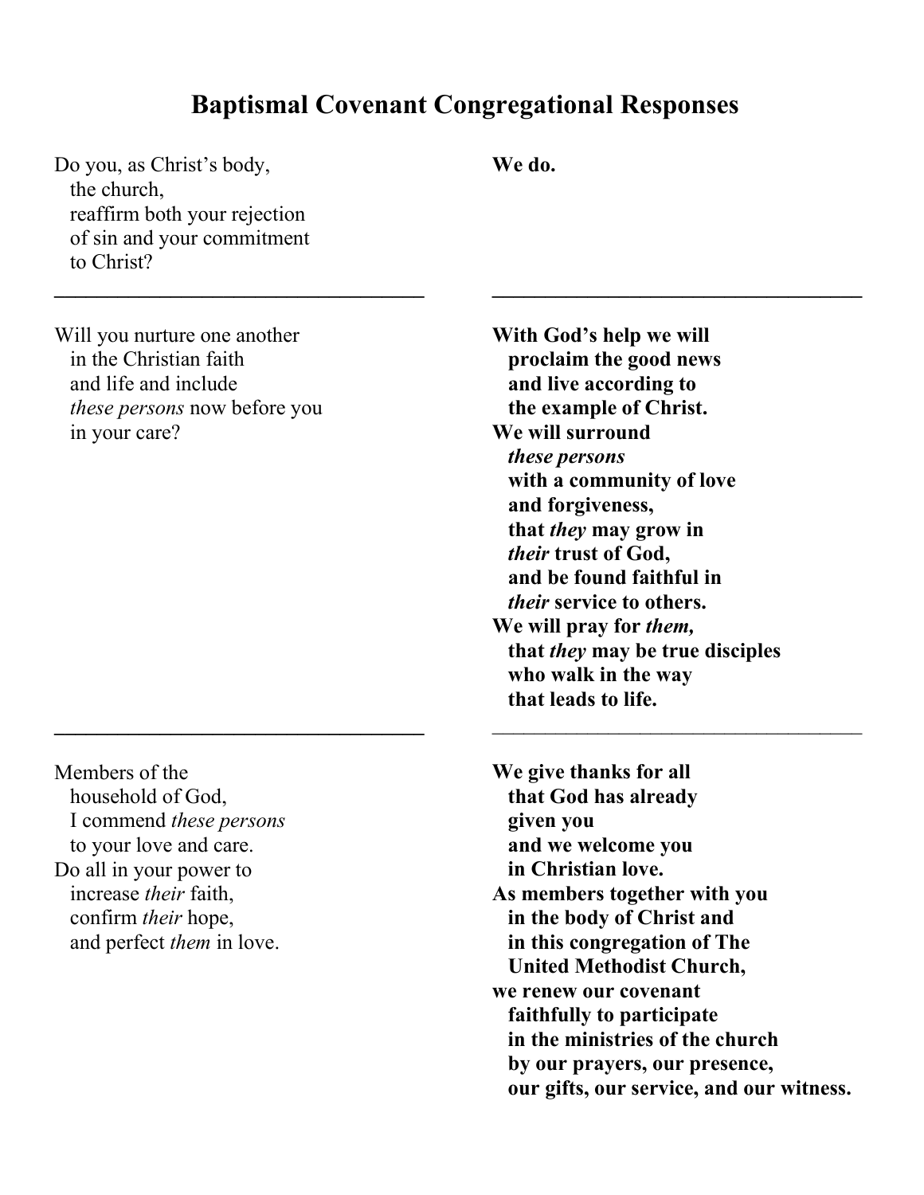# Baptismal Covenant Congregational Responses

Do you, as Christ's body,
the church,
reaffirm both your rejection
of sin and your commitment
to Christ?

**We do.**

---

Will you nurture one another
in the Christian faith
and life and include
*these persons* now before you
in your care?

**With God's help we will
proclaim the good news
and live according to
the example of Christ.
We will surround
*these persons*
with a community of love
and forgiveness,
that *they* may grow in
*their* trust of God,
and be found faithful in
*their* service to others.
We will pray for *them,*
that *they* may be true disciples
who walk in the way
that leads to life.**

---

Members of the
household of God,
I commend *these persons*
to your love and care.
Do all in your power to
increase *their* faith,
confirm *their* hope,
and perfect *them* in love.

**We give thanks for all
that God has already
given you
and we welcome you
in Christian love.
As members together with you
in the body of Christ and
in this congregation of The
United Methodist Church,
we renew our covenant
faithfully to participate
in the ministries of the church
by our prayers, our presence,
our gifts, our service, and our witness.**